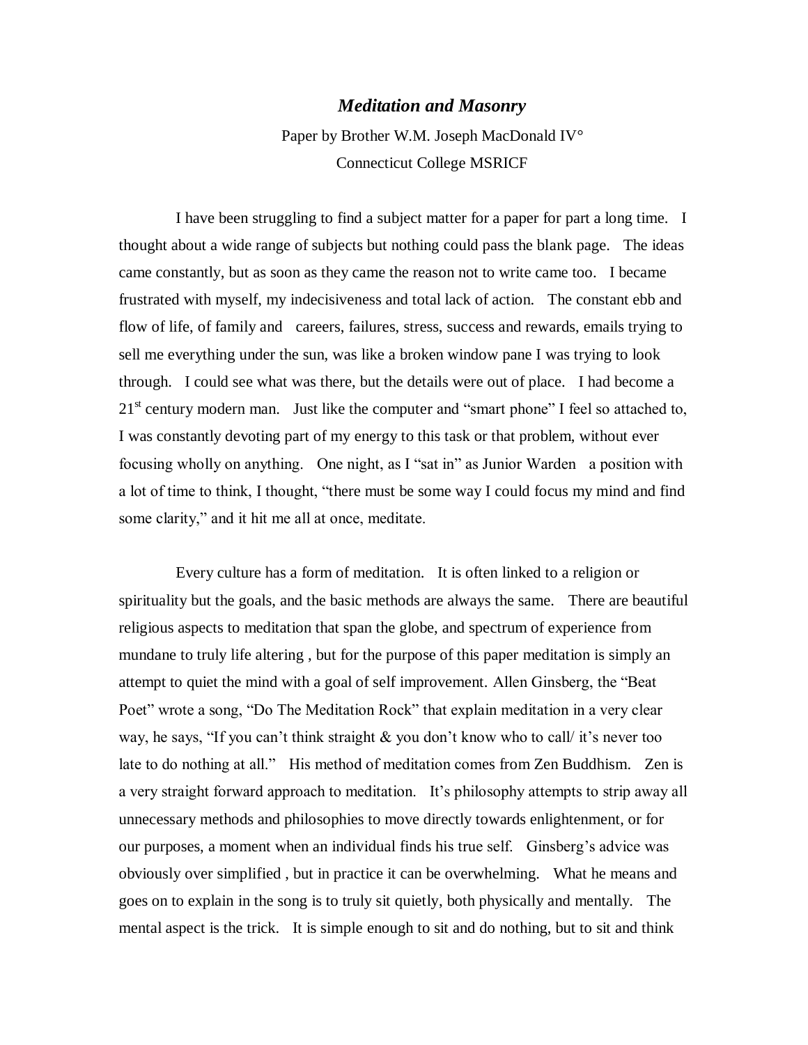# *Meditation and Masonry*

Paper by Brother W.M. Joseph MacDonald IV°

Connecticut College MSRICF

I have been struggling to find a subject matter for a paper for part a long time. I thought about a wide range of subjects but nothing could pass the blank page. The ideas came constantly, but as soon as they came the reason not to write came too. I became frustrated with myself, my indecisiveness and total lack of action. The constant ebb and flow of life, of family and careers, failures, stress, success and rewards, emails trying to sell me everything under the sun, was like a broken window pane I was trying to look through. I could see what was there, but the details were out of place. I had become a 21st century modern man. Just like the computer and "smart phone" I feel so attached to, I was constantly devoting part of my energy to this task or that problem, without ever focusing wholly on anything. One night, as I "sat in" as Junior Warden a position with a lot of time to think, I thought, "there must be some way I could focus my mind and find some clarity," and it hit me all at once, meditate.

Every culture has a form of meditation. It is often linked to a religion or spirituality but the goals, and the basic methods are always the same. There are beautiful religious aspects to meditation that span the globe, and spectrum of experience from mundane to truly life altering , but for the purpose of this paper meditation is simply an attempt to quiet the mind with a goal of self improvement. Allen Ginsberg, the "Beat Poet" wrote a song, "Do The Meditation Rock" that explain meditation in a very clear way, he says, "If you can't think straight & you don't know who to call/ it's never too late to do nothing at all." His method of meditation comes from Zen Buddhism. Zen is a very straight forward approach to meditation. It's philosophy attempts to strip away all unnecessary methods and philosophies to move directly towards enlightenment, or for our purposes, a moment when an individual finds his true self. Ginsberg's advice was obviously over simplified , but in practice it can be overwhelming. What he means and goes on to explain in the song is to truly sit quietly, both physically and mentally. The mental aspect is the trick. It is simple enough to sit and do nothing, but to sit and think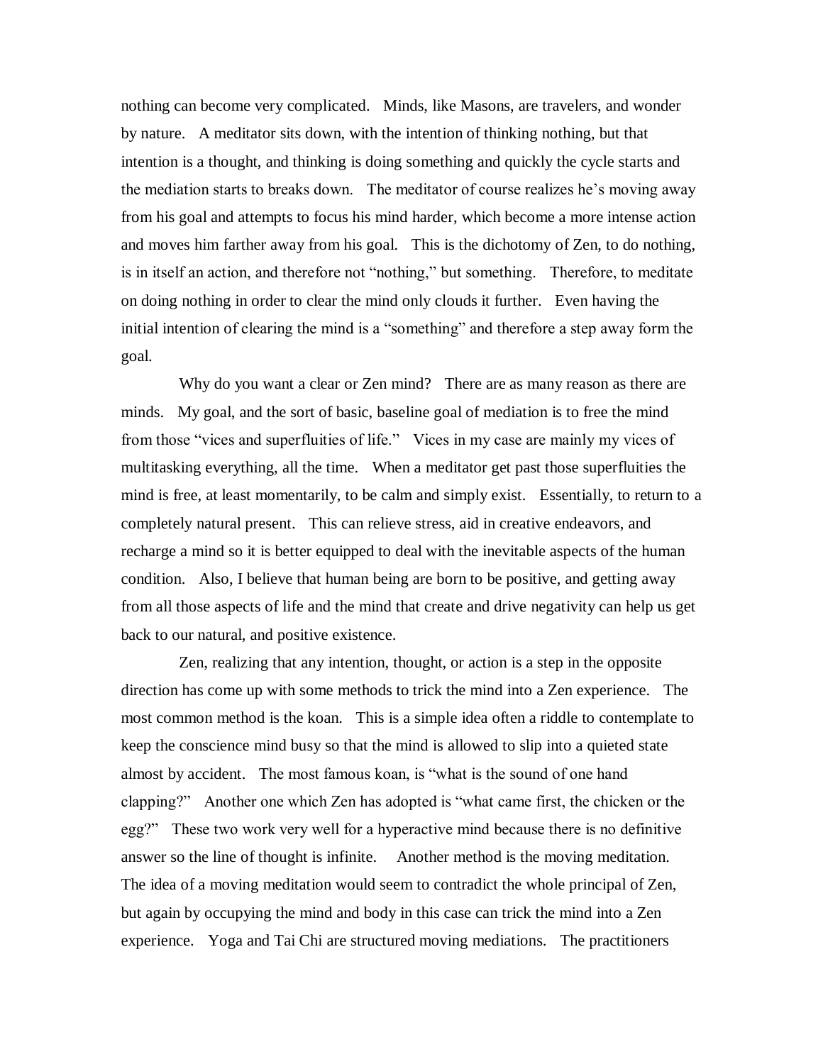nothing can become very complicated. Minds, like Masons, are travelers, and wonder by nature. A meditator sits down, with the intention of thinking nothing, but that intention is a thought, and thinking is doing something and quickly the cycle starts and the mediation starts to breaks down. The meditator of course realizes he's moving away from his goal and attempts to focus his mind harder, which become a more intense action and moves him farther away from his goal. This is the dichotomy of Zen, to do nothing, is in itself an action, and therefore not "nothing," but something. Therefore, to meditate on doing nothing in order to clear the mind only clouds it further. Even having the initial intention of clearing the mind is a "something" and therefore a step away form the goal.

Why do you want a clear or Zen mind? There are as many reason as there are minds. My goal, and the sort of basic, baseline goal of mediation is to free the mind from those "vices and superfluities of life." Vices in my case are mainly my vices of multitasking everything, all the time. When a meditator get past those superfluities the mind is free, at least momentarily, to be calm and simply exist. Essentially, to return to a completely natural present. This can relieve stress, aid in creative endeavors, and recharge a mind so it is better equipped to deal with the inevitable aspects of the human condition. Also, I believe that human being are born to be positive, and getting away from all those aspects of life and the mind that create and drive negativity can help us get back to our natural, and positive existence.

Zen, realizing that any intention, thought, or action is a step in the opposite direction has come up with some methods to trick the mind into a Zen experience. The most common method is the koan. This is a simple idea often a riddle to contemplate to keep the conscience mind busy so that the mind is allowed to slip into a quieted state almost by accident. The most famous koan, is "what is the sound of one hand clapping?" Another one which Zen has adopted is "what came first, the chicken or the egg?" These two work very well for a hyperactive mind because there is no definitive answer so the line of thought is infinite. Another method is the moving meditation. The idea of a moving meditation would seem to contradict the whole principal of Zen, but again by occupying the mind and body in this case can trick the mind into a Zen experience. Yoga and Tai Chi are structured moving mediations. The practitioners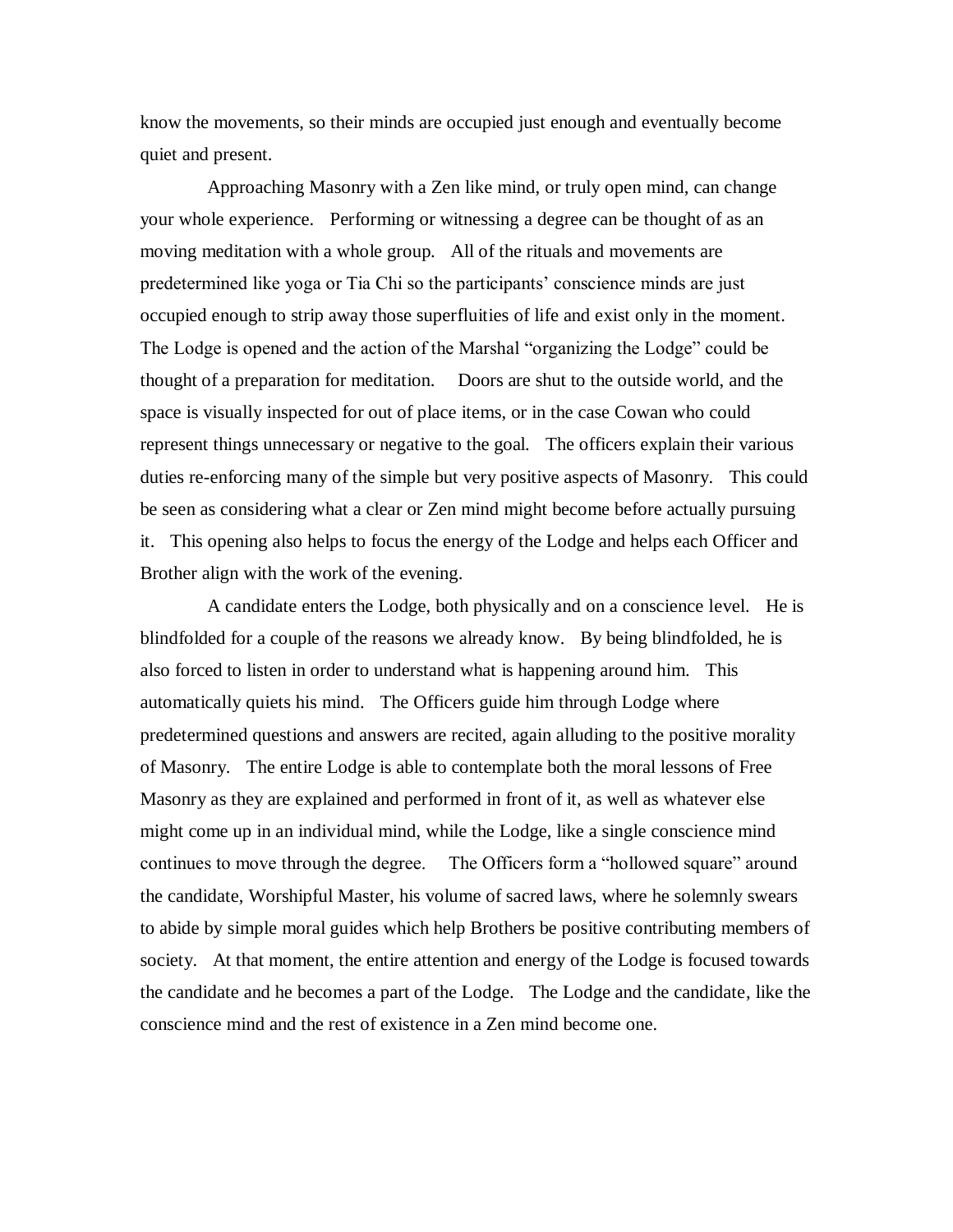know the movements, so their minds are occupied just enough and eventually become quiet and present.

Approaching Masonry with a Zen like mind, or truly open mind, can change your whole experience. Performing or witnessing a degree can be thought of as an moving meditation with a whole group. All of the rituals and movements are predetermined like yoga or Tia Chi so the participants' conscience minds are just occupied enough to strip away those superfluities of life and exist only in the moment. The Lodge is opened and the action of the Marshal "organizing the Lodge" could be thought of a preparation for meditation. Doors are shut to the outside world, and the space is visually inspected for out of place items, or in the case Cowan who could represent things unnecessary or negative to the goal. The officers explain their various duties re-enforcing many of the simple but very positive aspects of Masonry. This could be seen as considering what a clear or Zen mind might become before actually pursuing it. This opening also helps to focus the energy of the Lodge and helps each Officer and Brother align with the work of the evening.

A candidate enters the Lodge, both physically and on a conscience level. He is blindfolded for a couple of the reasons we already know. By being blindfolded, he is also forced to listen in order to understand what is happening around him. This automatically quiets his mind. The Officers guide him through Lodge where predetermined questions and answers are recited, again alluding to the positive morality of Masonry. The entire Lodge is able to contemplate both the moral lessons of Free Masonry as they are explained and performed in front of it, as well as whatever else might come up in an individual mind, while the Lodge, like a single conscience mind continues to move through the degree. The Officers form a "hollowed square" around the candidate, Worshipful Master, his volume of sacred laws, where he solemnly swears to abide by simple moral guides which help Brothers be positive contributing members of society. At that moment, the entire attention and energy of the Lodge is focused towards the candidate and he becomes a part of the Lodge. The Lodge and the candidate, like the conscience mind and the rest of existence in a Zen mind become one.